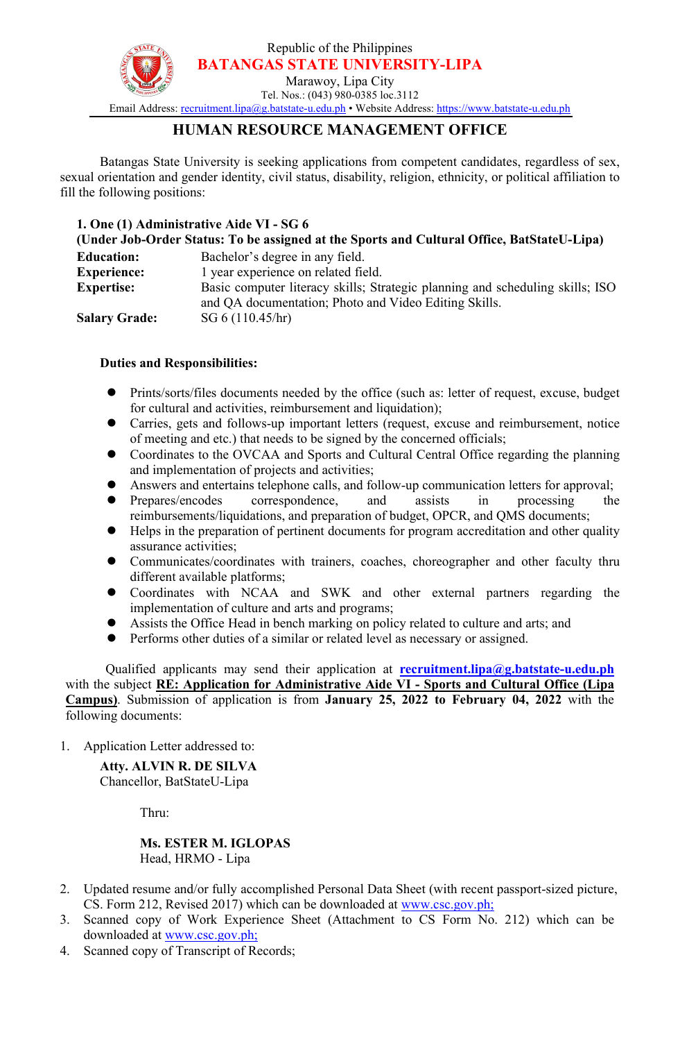Republic of the Philippines

**BATANGAS STATE UNIVERSITY-LIPA**

Marawoy, Lipa City

Tel. Nos.: (043) 980-0385 loc.3112

Email Address: recruitment.lipa@g.batstate-u.edu.ph • Website Address: https://www.batstate-u.edu.ph

# HUMAN RESOURCE MANAGEMENT OFFICE

Batangas State University is seeking applications from competent candidates, regardless of sex, sexual orientation and gender identity, civil status, disability, religion, ethnicity, or political affiliation to fill the following positions:

**1. One (1) Administrative Aide VI - SG 6**
**(Under Job-Order Status: To be assigned at the Sports and Cultural Office, BatStateU-Lipa)**

| | |
|---|---|
| **Education:** | Bachelor's degree in any field. |
| **Experience:** | 1 year experience on related field. |
| **Expertise:** | Basic computer literacy skills; Strategic planning and scheduling skills; ISO and QA documentation; Photo and Video Editing Skills. |
| **Salary Grade:** | SG 6 (110.45/hr) |

**Duties and Responsibilities:**

- Prints/sorts/files documents needed by the office (such as: letter of request, excuse, budget for cultural and activities, reimbursement and liquidation);
- Carries, gets and follows-up important letters (request, excuse and reimbursement, notice of meeting and etc.) that needs to be signed by the concerned officials;
- Coordinates to the OVCAA and Sports and Cultural Central Office regarding the planning and implementation of projects and activities;
- Answers and entertains telephone calls, and follow-up communication letters for approval;
- Prepares/encodes correspondence, and assists in processing the reimbursements/liquidations, and preparation of budget, OPCR, and QMS documents;
- Helps in the preparation of pertinent documents for program accreditation and other quality assurance activities;
- Communicates/coordinates with trainers, coaches, choreographer and other faculty thru different available platforms;
- Coordinates with NCAA and SWK and other external partners regarding the implementation of culture and arts and programs;
- Assists the Office Head in bench marking on policy related to culture and arts; and
- Performs other duties of a similar or related level as necessary or assigned.

Qualified applicants may send their application at **recruitment.lipa@g.batstate-u.edu.ph** with the subject **RE: Application for Administrative Aide VI - Sports and Cultural Office (Lipa Campus)**. Submission of application is from **January 25, 2022 to February 04, 2022** with the following documents:

1. Application Letter addressed to:

   **Atty. ALVIN R. DE SILVA**
   Chancellor, BatStateU-Lipa

   Thru:

   **Ms. ESTER M. IGLOPAS**
   Head, HRMO - Lipa

2. Updated resume and/or fully accomplished Personal Data Sheet (with recent passport-sized picture, CS. Form 212, Revised 2017) which can be downloaded at www.csc.gov.ph;
3. Scanned copy of Work Experience Sheet (Attachment to CS Form No. 212) which can be downloaded at www.csc.gov.ph;
4. Scanned copy of Transcript of Records;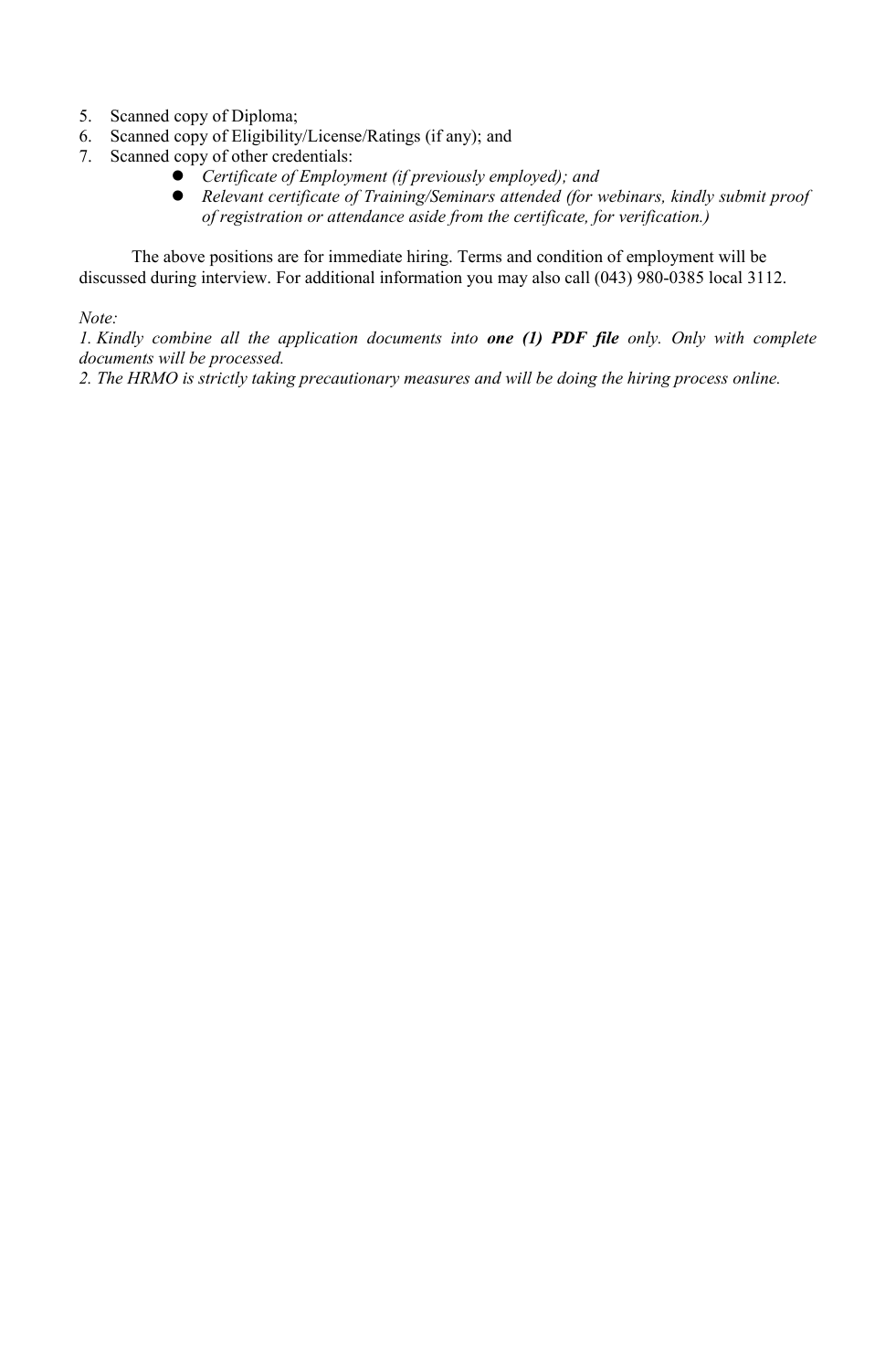5. Scanned copy of Diploma;
6. Scanned copy of Eligibility/License/Ratings (if any); and
7. Scanned copy of other credentials:
    - *Certificate of Employment (if previously employed); and*
    - *Relevant certificate of Training/Seminars attended (for webinars, kindly submit proof of registration or attendance aside from the certificate, for verification.)*

The above positions are for immediate hiring. Terms and condition of employment will be discussed during interview. For additional information you may also call (043) 980-0385 local 3112.

*Note:*

*1. Kindly combine all the application documents into* ***one (1) PDF file*** *only. Only with complete documents will be processed.*

*2. The HRMO is strictly taking precautionary measures and will be doing the hiring process online.*